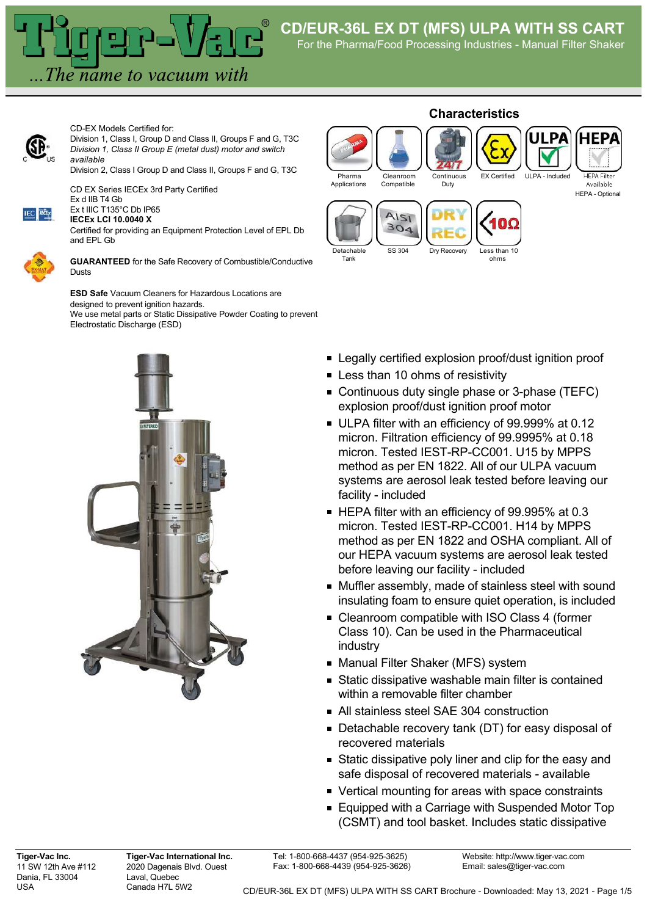# CD/EUR-36L EX DT (MFS) ULPA WITH SS CART

For the Pharma/Food Processing Industries - Manual Filter Shaker

Tiger-Vac ...The name to vacuum with

CD-EX Models Certified for:
Division 1, Class I, Group D and Class II, Groups F and G, T3C
*Division 1, Class II Group E (metal dust) motor and switch available*
Division 2, Class I Group D and Class II, Groups F and G, T3C

CD EX Series IECEx 3rd Party Certified
Ex d IIB T4 Gb
Ex t IIIC T135°C Db IP65
**IECEx LCI 10.0040 X**
Certified for providing an Equipment Protection Level of EPL Db and EPL Gb

**GUARANTEED** for the Safe Recovery of Combustible/Conductive Dusts

**ESD Safe** Vacuum Cleaners for Hazardous Locations are designed to prevent ignition hazards.
We use metal parts or Static Dissipative Powder Coating to prevent Electrostatic Discharge (ESD)

## Characteristics

- Pharma Applications
- Cleanroom Compatible
- Continuous Duty
- EX Certified
- ULPA - Included
- HEPA Filter Available / HEPA - Optional
- Detachable Tank
- SS 304
- Dry Recovery
- Less than 10 ohms

- Legally certified explosion proof/dust ignition proof
- Less than 10 ohms of resistivity
- Continuous duty single phase or 3-phase (TEFC) explosion proof/dust ignition proof motor
- ULPA filter with an efficiency of 99.999% at 0.12 micron. Filtration efficiency of 99.9995% at 0.18 micron. Tested IEST-RP-CC001. U15 by MPPS method as per EN 1822. All of our ULPA vacuum systems are aerosol leak tested before leaving our facility - included
- HEPA filter with an efficiency of 99.995% at 0.3 micron. Tested IEST-RP-CC001. H14 by MPPS method as per EN 1822 and OSHA compliant. All of our HEPA vacuum systems are aerosol leak tested before leaving our facility - included
- Muffler assembly, made of stainless steel with sound insulating foam to ensure quiet operation, is included
- Cleanroom compatible with ISO Class 4 (former Class 10). Can be used in the Pharmaceutical industry
- Manual Filter Shaker (MFS) system
- Static dissipative washable main filter is contained within a removable filter chamber
- All stainless steel SAE 304 construction
- Detachable recovery tank (DT) for easy disposal of recovered materials
- Static dissipative poly liner and clip for the easy and safe disposal of recovered materials - available
- Vertical mounting for areas with space constraints
- Equipped with a Carriage with Suspended Motor Top (CSMT) and tool basket. Includes static dissipative

**Tiger-Vac Inc.**
11 SW 12th Ave #112
Dania, FL 33004
USA

**Tiger-Vac International Inc.**
2020 Dagenais Blvd. Ouest
Laval, Quebec
Canada H7L 5W2

Tel: 1-800-668-4437 (954-925-3625)
Fax: 1-800-668-4439 (954-925-3626)

Website: http://www.tiger-vac.com
Email: sales@tiger-vac.com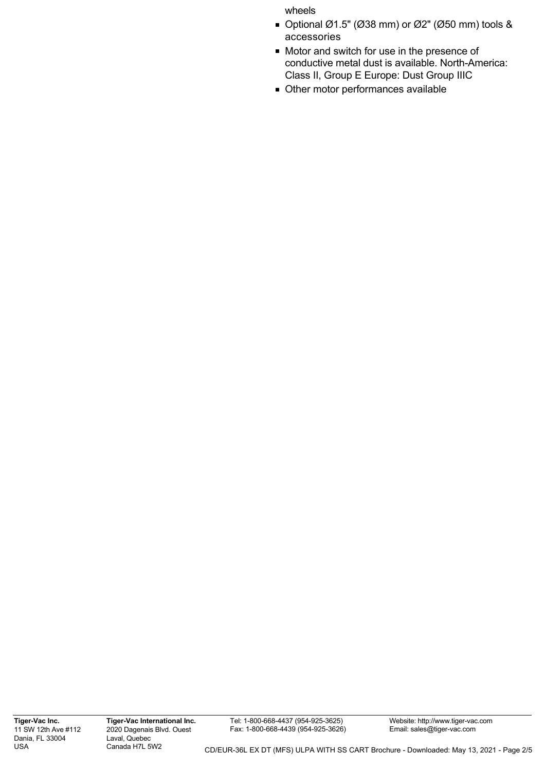wheels

- Optional Ø1.5" (Ø38 mm) or Ø2" (Ø50 mm) tools & accessories
- Motor and switch for use in the presence of conductive metal dust is available. North-America: Class II, Group E Europe: Dust Group IIIC
- Other motor performances available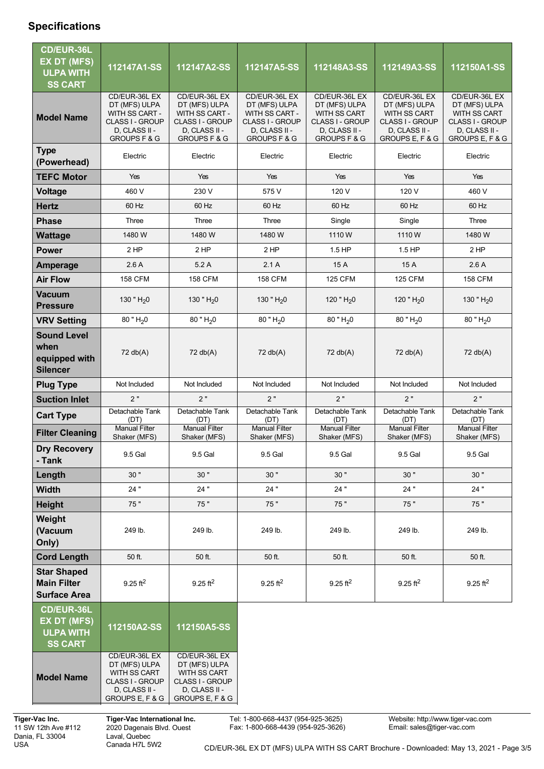## Specifications

| CD/EUR-36L EX DT (MFS) ULPA WITH SS CART | 112147A1-SS | 112147A2-SS | 112147A5-SS | 112148A3-SS | 112149A3-SS | 112150A1-SS |
|---|---|---|---|---|---|---|
| **Model Name** | CD/EUR-36L EX DT (MFS) ULPA WITH SS CART - CLASS I - GROUP D, CLASS II - GROUPS F & G | CD/EUR-36L EX DT (MFS) ULPA WITH SS CART - CLASS I - GROUP D, CLASS II - GROUPS F & G | CD/EUR-36L EX DT (MFS) ULPA WITH SS CART - CLASS I - GROUP D, CLASS II - GROUPS F & G | CD/EUR-36L EX DT (MFS) ULPA WITH SS CART CLASS I - GROUP D, CLASS II - GROUPS F & G | CD/EUR-36L EX DT (MFS) ULPA WITH SS CART CLASS I - GROUP D, CLASS II - GROUPS E, F & G | CD/EUR-36L EX DT (MFS) ULPA WITH SS CART CLASS I - GROUP D, CLASS II - GROUPS E, F & G |
| **Type (Powerhead)** | Electric | Electric | Electric | Electric | Electric | Electric |
| **TEFC Motor** | Yes | Yes | Yes | Yes | Yes | Yes |
| **Voltage** | 460 V | 230 V | 575 V | 120 V | 120 V | 460 V |
| **Hertz** | 60 Hz | 60 Hz | 60 Hz | 60 Hz | 60 Hz | 60 Hz |
| **Phase** | Three | Three | Three | Single | Single | Three |
| **Wattage** | 1480 W | 1480 W | 1480 W | 1110 W | 1110 W | 1480 W |
| **Power** | 2 HP | 2 HP | 2 HP | 1.5 HP | 1.5 HP | 2 HP |
| **Amperage** | 2.6 A | 5.2 A | 2.1 A | 15 A | 15 A | 2.6 A |
| **Air Flow** | 158 CFM | 158 CFM | 158 CFM | 125 CFM | 125 CFM | 158 CFM |
| **Vacuum Pressure** | 130 " $H_20$ | 130 " $H_20$ | 130 " $H_20$ | 120 " $H_20$ | 120 " $H_20$ | 130 " $H_20$ |
| **VRV Setting** | 80 " $H_20$ | 80 " $H_20$ | 80 " $H_20$ | 80 " $H_20$ | 80 " $H_20$ | 80 " $H_20$ |
| **Sound Level when equipped with Silencer** | 72 db(A) | 72 db(A) | 72 db(A) | 72 db(A) | 72 db(A) | 72 db(A) |
| **Plug Type** | Not Included | Not Included | Not Included | Not Included | Not Included | Not Included |
| **Suction Inlet** | 2 " | 2 " | 2 " | 2 " | 2 " | 2 " |
| **Cart Type** | Detachable Tank (DT) | Detachable Tank (DT) | Detachable Tank (DT) | Detachable Tank (DT) | Detachable Tank (DT) | Detachable Tank (DT) |
| **Filter Cleaning** | Manual Filter Shaker (MFS) | Manual Filter Shaker (MFS) | Manual Filter Shaker (MFS) | Manual Filter Shaker (MFS) | Manual Filter Shaker (MFS) | Manual Filter Shaker (MFS) |
| **Dry Recovery - Tank** | 9.5 Gal | 9.5 Gal | 9.5 Gal | 9.5 Gal | 9.5 Gal | 9.5 Gal |
| **Length** | 30 " | 30 " | 30 " | 30 " | 30 " | 30 " |
| **Width** | 24 " | 24 " | 24 " | 24 " | 24 " | 24 " |
| **Height** | 75 " | 75 " | 75 " | 75 " | 75 " | 75 " |
| **Weight (Vacuum Only)** | 249 lb. | 249 lb. | 249 lb. | 249 lb. | 249 lb. | 249 lb. |
| **Cord Length** | 50 ft. | 50 ft. | 50 ft. | 50 ft. | 50 ft. | 50 ft. |
| **Star Shaped Main Filter Surface Area** | 9.25 $ft^2$ | 9.25 $ft^2$ | 9.25 $ft^2$ | 9.25 $ft^2$ | 9.25 $ft^2$ | 9.25 $ft^2$ |

| CD/EUR-36L EX DT (MFS) ULPA WITH SS CART | 112150A2-SS | 112150A5-SS |
|---|---|---|
| **Model Name** | CD/EUR-36L EX DT (MFS) ULPA WITH SS CART CLASS I - GROUP D, CLASS II - GROUPS E, F & G | CD/EUR-36L EX DT (MFS) ULPA WITH SS CART CLASS I - GROUP D, CLASS II - GROUPS E, F & G |

**Tiger-Vac Inc.**
11 SW 12th Ave #112
Dania, FL 33004
USA

**Tiger-Vac International Inc.**
2020 Dagenais Blvd. Ouest
Laval, Quebec
Canada H7L 5W2

Tel: 1-800-668-4437 (954-925-3625)
Fax: 1-800-668-4439 (954-925-3626)

Website: http://www.tiger-vac.com
Email: sales@tiger-vac.com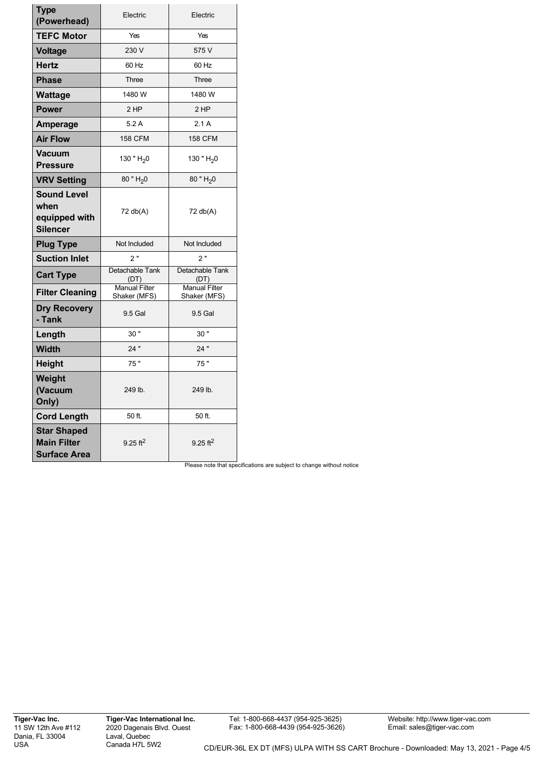| Type (Powerhead) | Electric | Electric |
| --- | --- | --- |
| TEFC Motor | Yes | Yes |
| Voltage | 230 V | 575 V |
| Hertz | 60 Hz | 60 Hz |
| Phase | Three | Three |
| Wattage | 1480 W | 1480 W |
| Power | 2 HP | 2 HP |
| Amperage | 5.2 A | 2.1 A |
| Air Flow | 158 CFM | 158 CFM |
| Vacuum Pressure | 130 " $H_20$ | 130 " $H_20$ |
| VRV Setting | 80 " $H_20$ | 80 " $H_20$ |
| Sound Level when equipped with Silencer | 72 db(A) | 72 db(A) |
| Plug Type | Not Included | Not Included |
| Suction Inlet | 2 " | 2 " |
| Cart Type | Detachable Tank (DT) | Detachable Tank (DT) |
| Filter Cleaning | Manual Filter Shaker (MFS) | Manual Filter Shaker (MFS) |
| Dry Recovery - Tank | 9.5 Gal | 9.5 Gal |
| Length | 30 " | 30 " |
| Width | 24 " | 24 " |
| Height | 75 " | 75 " |
| Weight (Vacuum Only) | 249 lb. | 249 lb. |
| Cord Length | 50 ft. | 50 ft. |
| Star Shaped Main Filter Surface Area | 9.25 $ft^2$ | 9.25 $ft^2$ |

Please note that specifications are subject to change without notice

**Tiger-Vac Inc.**
11 SW 12th Ave #112
Dania, FL 33004
USA

**Tiger-Vac International Inc.**
2020 Dagenais Blvd. Ouest
Laval, Quebec
Canada H7L 5W2

Tel: 1-800-668-4437 (954-925-3625)
Fax: 1-800-668-4439 (954-925-3626)

Website: http://www.tiger-vac.com
Email: sales@tiger-vac.com

CD/EUR-36L EX DT (MFS) ULPA WITH SS CART Brochure - Downloaded: May 13, 2021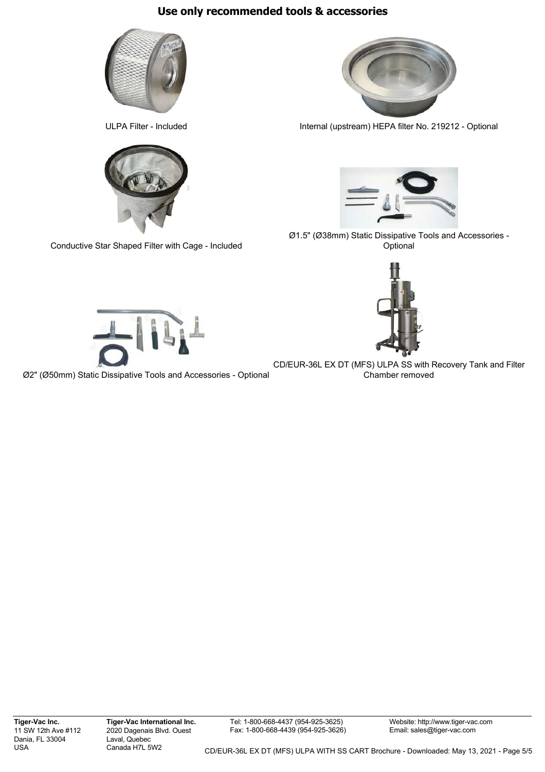## Use only recommended tools & accessories

ULPA Filter - Included

Internal (upstream) HEPA filter No. 219212 - Optional

Conductive Star Shaped Filter with Cage - Included

Ø1.5" (Ø38mm) Static Dissipative Tools and Accessories - Optional

Ø2" (Ø50mm) Static Dissipative Tools and Accessories - Optional

CD/EUR-36L EX DT (MFS) ULPA SS with Recovery Tank and Filter Chamber removed

**Tiger-Vac Inc.**
11 SW 12th Ave #112
Dania, FL 33004
USA

**Tiger-Vac International Inc.**
2020 Dagenais Blvd. Ouest
Laval, Quebec
Canada H7L 5W2

Tel: 1-800-668-4437 (954-925-3625)
Fax: 1-800-668-4439 (954-925-3626)

Website: http://www.tiger-vac.com
Email: sales@tiger-vac.com